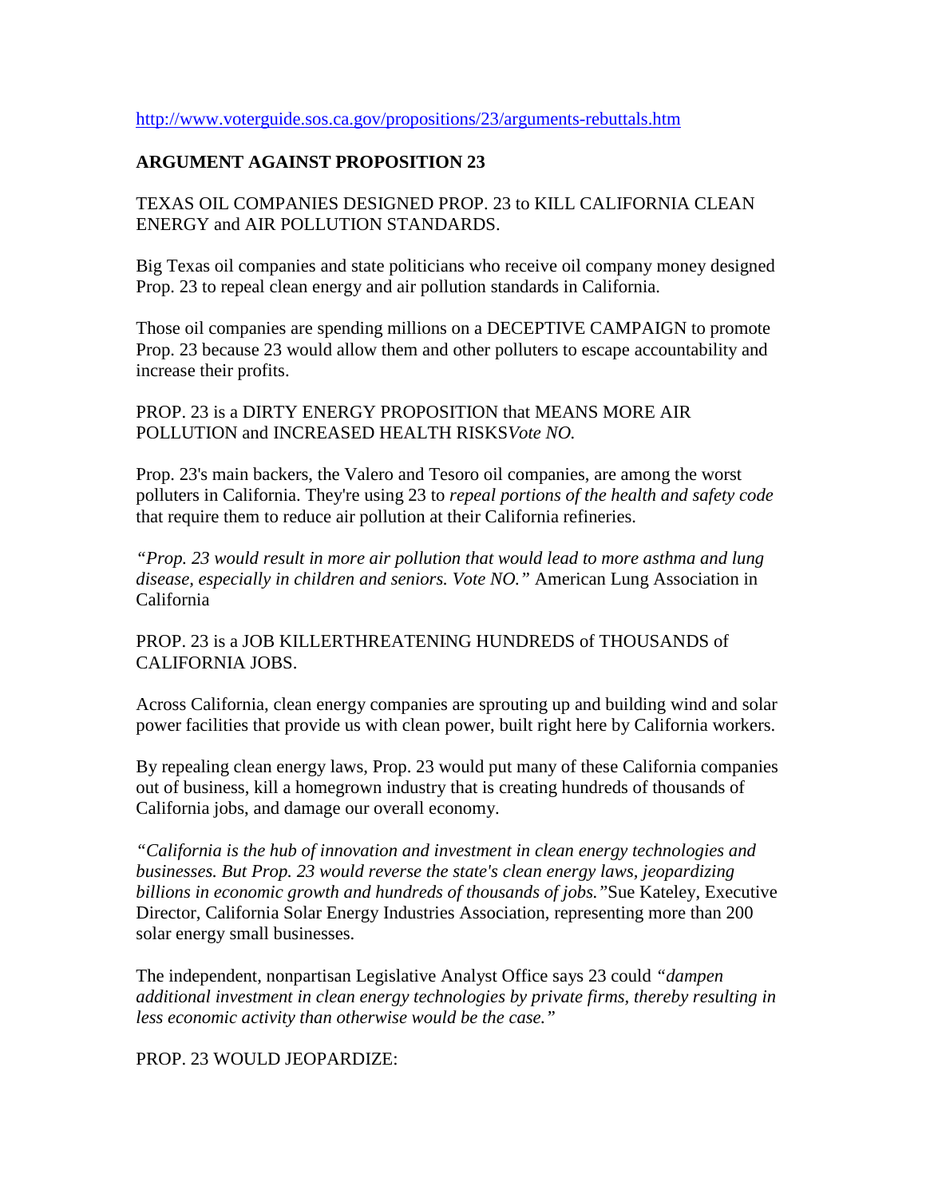http://www.voterguide.sos.ca.gov/propositions/23/arguments-rebuttals.htm

**ARGUMENT AGAINST PROPOSITION 23**

TEXAS OIL COMPANIES DESIGNED PROP. 23 to KILL CALIFORNIA CLEAN ENERGY and AIR POLLUTION STANDARDS.

Big Texas oil companies and state politicians who receive oil company money designed Prop. 23 to repeal clean energy and air pollution standards in California.

Those oil companies are spending millions on a DECEPTIVE CAMPAIGN to promote Prop. 23 because 23 would allow them and other polluters to escape accountability and increase their profits.

PROP. 23 is a DIRTY ENERGY PROPOSITION that MEANS MORE AIR POLLUTION and INCREASED HEALTH RISKS*Vote NO.*

Prop. 23's main backers, the Valero and Tesoro oil companies, are among the worst polluters in California. They're using 23 to *repeal portions of the health and safety code* that require them to reduce air pollution at their California refineries.

*"Prop. 23 would result in more air pollution that would lead to more asthma and lung disease, especially in children and seniors. Vote NO."* American Lung Association in California

PROP. 23 is a JOB KILLERTHREATENING HUNDREDS of THOUSANDS of CALIFORNIA JOBS.

Across California, clean energy companies are sprouting up and building wind and solar power facilities that provide us with clean power, built right here by California workers.

By repealing clean energy laws, Prop. 23 would put many of these California companies out of business, kill a homegrown industry that is creating hundreds of thousands of California jobs, and damage our overall economy.

*"California is the hub of innovation and investment in clean energy technologies and businesses. But Prop. 23 would reverse the state's clean energy laws, jeopardizing billions in economic growth and hundreds of thousands of jobs."*Sue Kateley, Executive Director, California Solar Energy Industries Association, representing more than 200 solar energy small businesses.

The independent, nonpartisan Legislative Analyst Office says 23 could *"dampen additional investment in clean energy technologies by private firms, thereby resulting in less economic activity than otherwise would be the case."*

PROP. 23 WOULD JEOPARDIZE: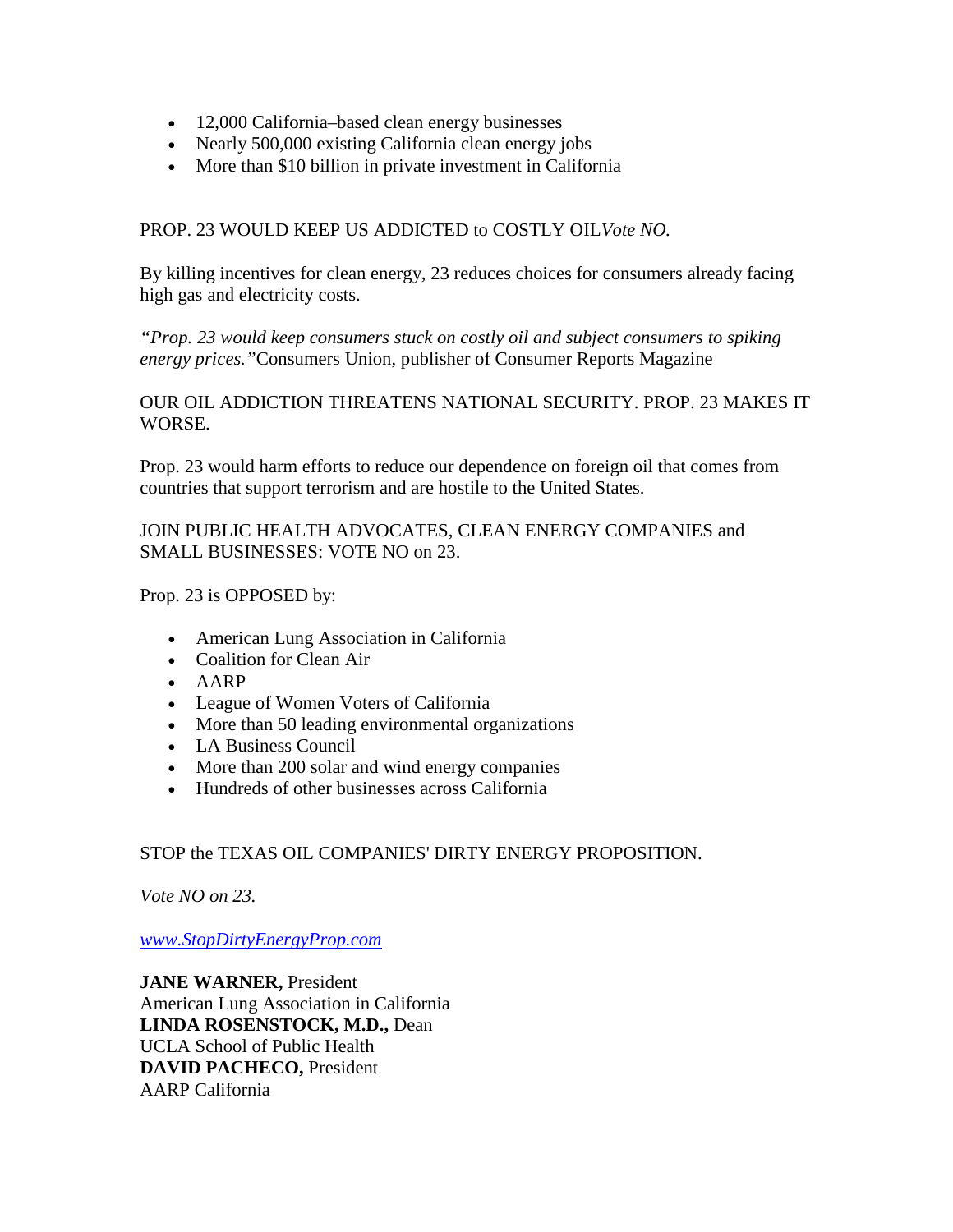- 12,000 California–based clean energy businesses
- Nearly 500,000 existing California clean energy jobs
- More than $10 billion in private investment in California

PROP. 23 WOULD KEEP US ADDICTED to COSTLY OIL*Vote NO.*

By killing incentives for clean energy, 23 reduces choices for consumers already facing high gas and electricity costs.

*"Prop. 23 would keep consumers stuck on costly oil and subject consumers to spiking energy prices."*Consumers Union, publisher of Consumer Reports Magazine

OUR OIL ADDICTION THREATENS NATIONAL SECURITY. PROP. 23 MAKES IT WORSE.

Prop. 23 would harm efforts to reduce our dependence on foreign oil that comes from countries that support terrorism and are hostile to the United States.

JOIN PUBLIC HEALTH ADVOCATES, CLEAN ENERGY COMPANIES and SMALL BUSINESSES: VOTE NO on 23.

Prop. 23 is OPPOSED by:

- American Lung Association in California
- Coalition for Clean Air
- AARP
- League of Women Voters of California
- More than 50 leading environmental organizations
- LA Business Council
- More than 200 solar and wind energy companies
- Hundreds of other businesses across California

STOP the TEXAS OIL COMPANIES' DIRTY ENERGY PROPOSITION.

*Vote NO on 23.*

*www.StopDirtyEnergyProp.com*

**JANE WARNER,** President
American Lung Association in California
**LINDA ROSENSTOCK, M.D.,** Dean
UCLA School of Public Health
**DAVID PACHECO,** President
AARP California